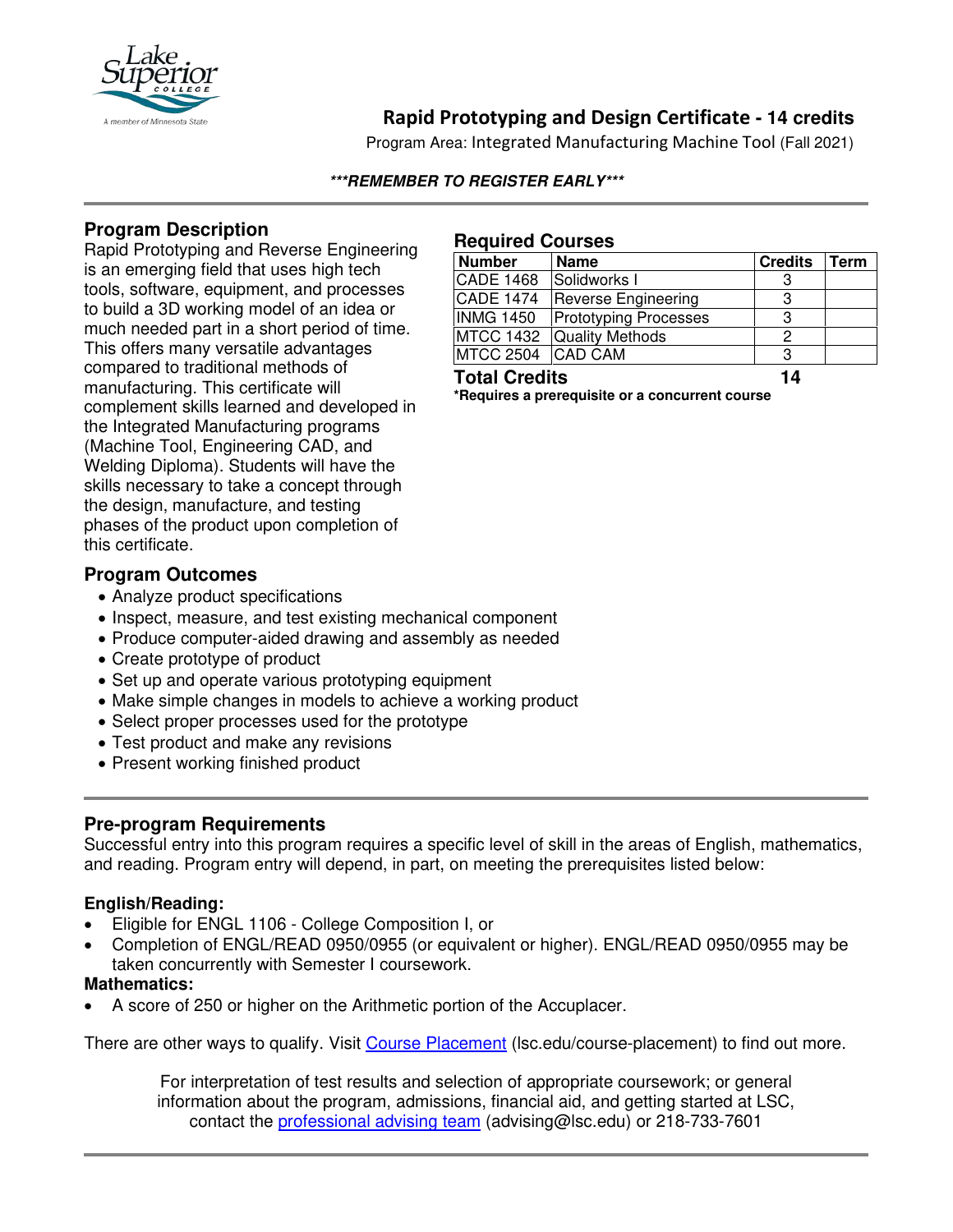# Rapid Prototyping and Design Certificate - 14 credits

Program Area: Integrated Manufacturing Machine Tool (Fall 2021)

***REMEMBER TO REGISTER EARLY***

## Program Description

Rapid Prototyping and Reverse Engineering is an emerging field that uses high tech tools, software, equipment, and processes to build a 3D working model of an idea or much needed part in a short period of time. This offers many versatile advantages compared to traditional methods of manufacturing. This certificate will complement skills learned and developed in the Integrated Manufacturing programs (Machine Tool, Engineering CAD, and Welding Diploma). Students will have the skills necessary to take a concept through the design, manufacture, and testing phases of the product upon completion of this certificate.

## Required Courses

| Number | Name | Credits | Term |
|---|---|---|---|
| CADE 1468 | Solidworks I | 3 | |
| CADE 1474 | Reverse Engineering | 3 | |
| INMG 1450 | Prototyping Processes | 3 | |
| MTCC 1432 | Quality Methods | 2 | |
| MTCC 2504 | CAD CAM | 3 | |
| **Total Credits** | | **14** | |

***Requires a prerequisite or a concurrent course**

## Program Outcomes

- Analyze product specifications
- Inspect, measure, and test existing mechanical component
- Produce computer-aided drawing and assembly as needed
- Create prototype of product
- Set up and operate various prototyping equipment
- Make simple changes in models to achieve a working product
- Select proper processes used for the prototype
- Test product and make any revisions
- Present working finished product

## Pre-program Requirements

Successful entry into this program requires a specific level of skill in the areas of English, mathematics, and reading. Program entry will depend, in part, on meeting the prerequisites listed below:

**English/Reading:**

- Eligible for ENGL 1106 - College Composition I, or
- Completion of ENGL/READ 0950/0955 (or equivalent or higher). ENGL/READ 0950/0955 may be taken concurrently with Semester I coursework.

**Mathematics:**

- A score of 250 or higher on the Arithmetic portion of the Accuplacer.

There are other ways to qualify. Visit Course Placement (lsc.edu/course-placement) to find out more.

For interpretation of test results and selection of appropriate coursework; or general information about the program, admissions, financial aid, and getting started at LSC, contact the professional advising team (advising@lsc.edu) or 218-733-7601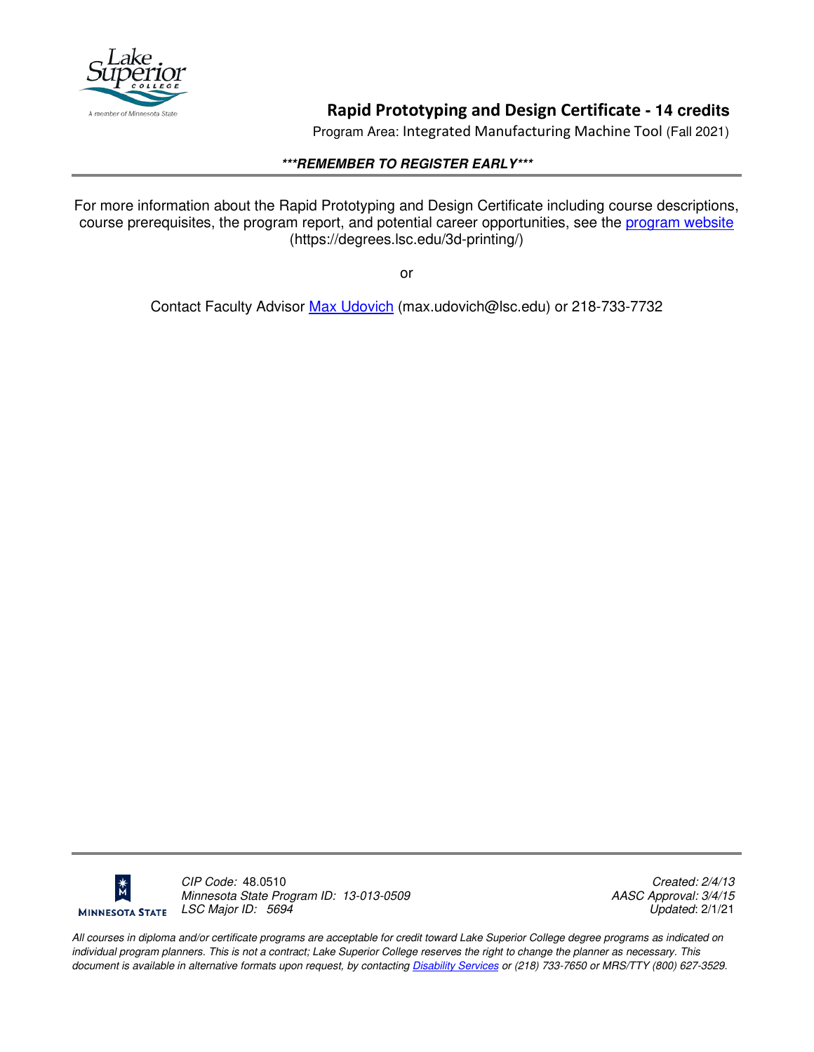# Rapid Prototyping and Design Certificate - 14 credits

Program Area: Integrated Manufacturing Machine Tool (Fall 2021)

***REMEMBER TO REGISTER EARLY***

For more information about the Rapid Prototyping and Design Certificate including course descriptions, course prerequisites, the program report, and potential career opportunities, see the [program website](https://degrees.lsc.edu/3d-printing/) (https://degrees.lsc.edu/3d-printing/)

or

Contact Faculty Advisor [Max Udovich](mailto:max.udovich@lsc.edu) (max.udovich@lsc.edu) or 218-733-7732

*CIP Code:* 48.0510
*Minnesota State Program ID: 13-013-0509*
*LSC Major ID: 5694*

*Created: 2/4/13*
*AASC Approval: 3/4/15*
*Updated*: 2/1/21

*All courses in diploma and/or certificate programs are acceptable for credit toward Lake Superior College degree programs as indicated on individual program planners. This is not a contract; Lake Superior College reserves the right to change the planner as necessary. This document is available in alternative formats upon request, by contacting [Disability Services](#) or (218) 733-7650 or MRS/TTY (800) 627-3529.*